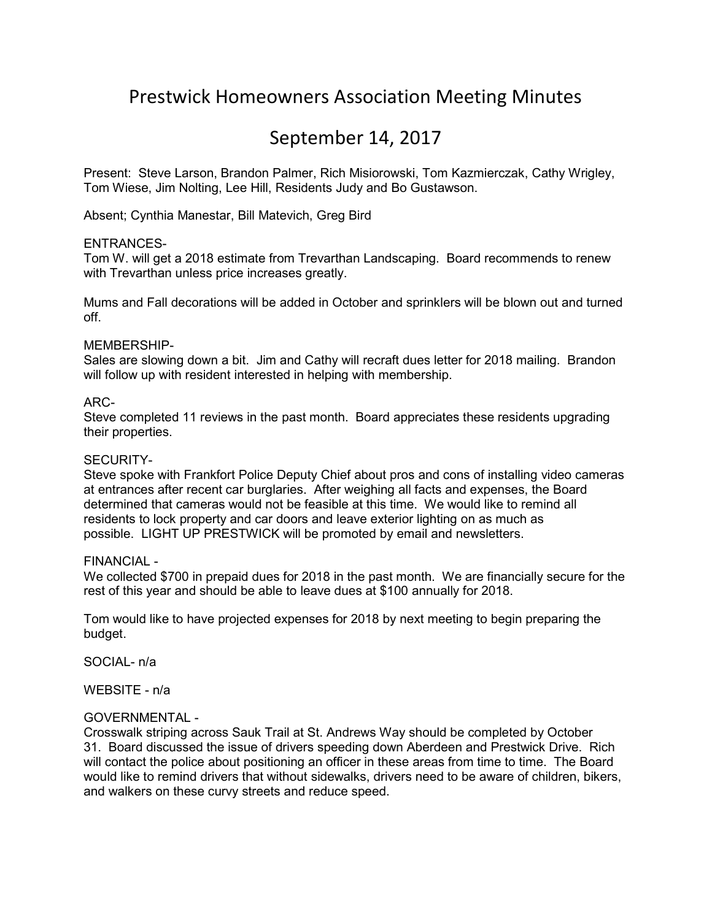# Prestwick Homeowners Association Meeting Minutes

## September 14, 2017

Present: Steve Larson, Brandon Palmer, Rich Misiorowski, Tom Kazmierczak, Cathy Wrigley, Tom Wiese, Jim Nolting, Lee Hill, Residents Judy and Bo Gustawson.

Absent; Cynthia Manestar, Bill Matevich, Greg Bird

ENTRANCES-
Tom W. will get a 2018 estimate from Trevarthan Landscaping. Board recommends to renew with Trevarthan unless price increases greatly.

Mums and Fall decorations will be added in October and sprinklers will be blown out and turned off.

MEMBERSHIP-
Sales are slowing down a bit. Jim and Cathy will recraft dues letter for 2018 mailing. Brandon will follow up with resident interested in helping with membership.

ARC-
Steve completed 11 reviews in the past month. Board appreciates these residents upgrading their properties.

SECURITY-
Steve spoke with Frankfort Police Deputy Chief about pros and cons of installing video cameras at entrances after recent car burglaries. After weighing all facts and expenses, the Board determined that cameras would not be feasible at this time. We would like to remind all residents to lock property and car doors and leave exterior lighting on as much as possible. LIGHT UP PRESTWICK will be promoted by email and newsletters.

FINANCIAL -
We collected $700 in prepaid dues for 2018 in the past month. We are financially secure for the rest of this year and should be able to leave dues at $100 annually for 2018.

Tom would like to have projected expenses for 2018 by next meeting to begin preparing the budget.

SOCIAL- n/a

WEBSITE - n/a

GOVERNMENTAL -
Crosswalk striping across Sauk Trail at St. Andrews Way should be completed by October 31. Board discussed the issue of drivers speeding down Aberdeen and Prestwick Drive. Rich will contact the police about positioning an officer in these areas from time to time. The Board would like to remind drivers that without sidewalks, drivers need to be aware of children, bikers, and walkers on these curvy streets and reduce speed.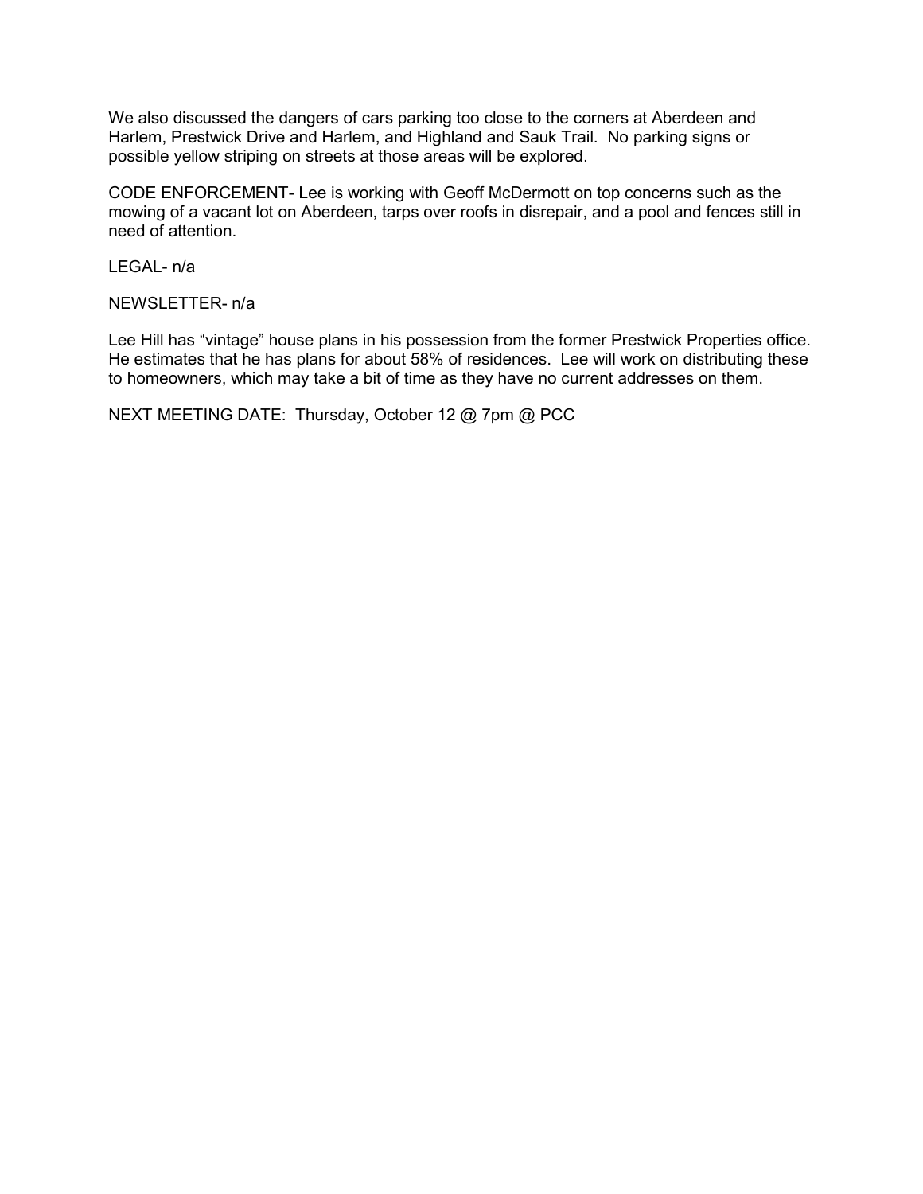We also discussed the dangers of cars parking too close to the corners at Aberdeen and Harlem, Prestwick Drive and Harlem, and Highland and Sauk Trail. No parking signs or possible yellow striping on streets at those areas will be explored.

CODE ENFORCEMENT- Lee is working with Geoff McDermott on top concerns such as the mowing of a vacant lot on Aberdeen, tarps over roofs in disrepair, and a pool and fences still in need of attention.

LEGAL- n/a

NEWSLETTER- n/a

Lee Hill has "vintage" house plans in his possession from the former Prestwick Properties office. He estimates that he has plans for about 58% of residences. Lee will work on distributing these to homeowners, which may take a bit of time as they have no current addresses on them.

NEXT MEETING DATE: Thursday, October 12 @ 7pm @ PCC